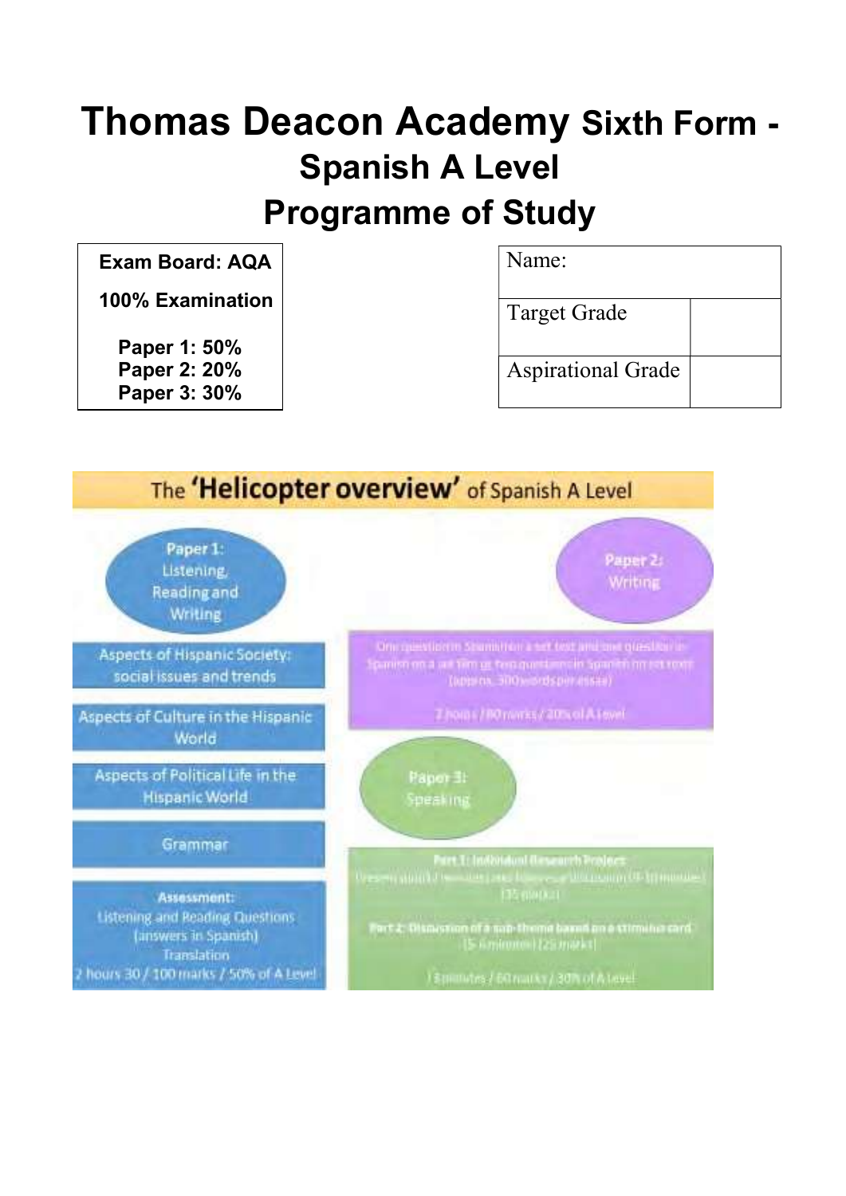# Thomas Deacon Academy Sixth Form - Spanish A Level

# Programme of Study

| Exam Board: AQA |
|---|
| 100% Examination |
| Paper 1: 50% |
| Paper 2: 20% |
| Paper 3: 30% |

| Name: | |
|---|---|
| Target Grade | |
| Aspirational Grade | |

## The 'Helicopter overview' of Spanish A Level

**Paper 1: Listening, Reading and Writing**

- Aspects of Hispanic Society: social issues and trends
- Aspects of Culture in the Hispanic World
- Aspects of Political Life in the Hispanic World
- Grammar

**Assessment:**
Listening and Reading Questions (answers in Spanish)
Translation
2 hours 30 / 100 marks / 50% of A Level

**Paper 2: Writing**

One question in Spanish on a set text and one question in Spanish on a set film or two questions in Spanish on set texts (approx. 300 words per essay)

2 hours / 80 marks / 20% of A Level

**Paper 3: Speaking**

**Part 1: Individual Research Project**
Presentation (2 minutes) and follow-up discussion (9-10 minutes) (35 marks)

**Part 2: Discussion of a sub-theme based on a stimulus card**
(5-6 minutes) (25 marks)

18 minutes / 60 marks / 30% of A Level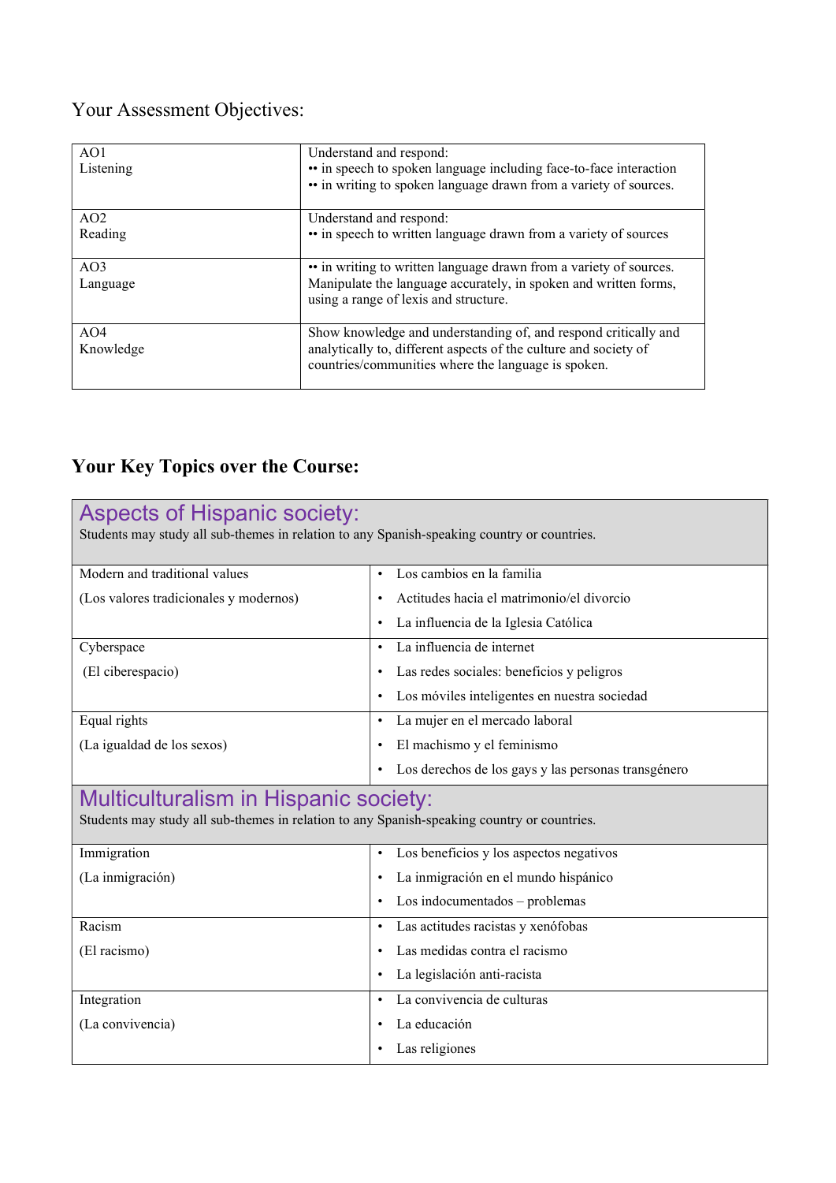## Your Assessment Objectives:

| | |
|---|---|
| AO1<br>Listening | Understand and respond:<br>•• in speech to spoken language including face-to-face interaction<br>•• in writing to spoken language drawn from a variety of sources. |
| AO2<br>Reading | Understand and respond:<br>•• in speech to written language drawn from a variety of sources |
| AO3<br>Language | •• in writing to written language drawn from a variety of sources.<br>Manipulate the language accurately, in spoken and written forms, using a range of lexis and structure. |
| AO4<br>Knowledge | Show knowledge and understanding of, and respond critically and analytically to, different aspects of the culture and society of countries/communities where the language is spoken. |

## **Your Key Topics over the Course:**

| **Aspects of Hispanic society:**<br>Students may study all sub-themes in relation to any Spanish-speaking country or countries. | |
|---|---|
| Modern and traditional values<br>(Los valores tradicionales y modernos) | • Los cambios en la familia<br>• Actitudes hacia el matrimonio/el divorcio<br>• La influencia de la Iglesia Católica |
| Cyberspace<br>(El ciberespacio) | • La influencia de internet<br>• Las redes sociales: beneficios y peligros<br>• Los móviles inteligentes en nuestra sociedad |
| Equal rights<br>(La igualdad de los sexos) | • La mujer en el mercado laboral<br>• El machismo y el feminismo<br>• Los derechos de los gays y las personas transgénero |
| **Multiculturalism in Hispanic society:**<br>Students may study all sub-themes in relation to any Spanish-speaking country or countries. | |
| Immigration<br>(La inmigración) | • Los beneficios y los aspectos negativos<br>• La inmigración en el mundo hispánico<br>• Los indocumentados – problemas |
| Racism<br>(El racismo) | • Las actitudes racistas y xenófobas<br>• Las medidas contra el racismo<br>• La legislación anti-racista |
| Integration<br>(La convivencia) | • La convivencia de culturas<br>• La educación<br>• Las religiones |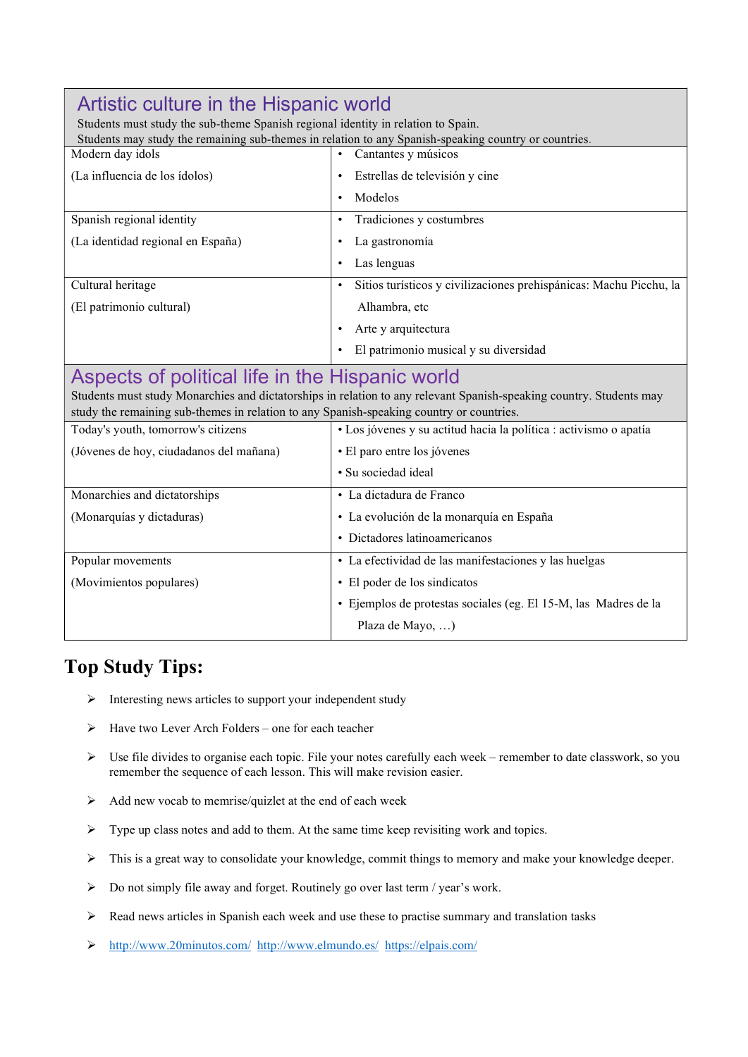| | |
|---|---|
| **Artistic culture in the Hispanic world**<br>Students must study the sub-theme Spanish regional identity in relation to Spain.<br>Students may study the remaining sub-themes in relation to any Spanish-speaking country or countries. | |
| Modern day idols<br><br>(La influencia de los ídolos) | • Cantantes y músicos<br>• Estrellas de televisión y cine<br>• Modelos |
| Spanish regional identity<br><br>(La identidad regional en España) | • Tradiciones y costumbres<br>• La gastronomía<br>• Las lenguas |
| Cultural heritage<br><br>(El patrimonio cultural) | • Sitios turísticos y civilizaciones prehispánicas: Machu Picchu, la Alhambra, etc<br>• Arte y arquitectura<br>• El patrimonio musical y su diversidad |
| **Aspects of political life in the Hispanic world**<br>Students must study Monarchies and dictatorships in relation to any relevant Spanish-speaking country. Students may study the remaining sub-themes in relation to any Spanish-speaking country or countries. | |
| Today's youth, tomorrow's citizens<br><br>(Jóvenes de hoy, ciudadanos del mañana) | • Los jóvenes y su actitud hacia la política : activismo o apatía<br>• El paro entre los jóvenes<br>• Su sociedad ideal |
| Monarchies and dictatorships<br><br>(Monarquías y dictaduras) | • La dictadura de Franco<br>• La evolución de la monarquía en España<br>• Dictadores latinoamericanos |
| Popular movements<br><br>(Movimientos populares) | • La efectividad de las manifestaciones y las huelgas<br>• El poder de los sindicatos<br>• Ejemplos de protestas sociales (eg. El 15-M, las Madres de la Plaza de Mayo, …) |

## Top Study Tips:

- Interesting news articles to support your independent study
- Have two Lever Arch Folders – one for each teacher
- Use file divides to organise each topic. File your notes carefully each week – remember to date classwork, so you remember the sequence of each lesson. This will make revision easier.
- Add new vocab to memrise/quizlet at the end of each week
- Type up class notes and add to them. At the same time keep revisiting work and topics.
- This is a great way to consolidate your knowledge, commit things to memory and make your knowledge deeper.
- Do not simply file away and forget. Routinely go over last term / year's work.
- Read news articles in Spanish each week and use these to practise summary and translation tasks
- http://www.20minutos.com/ http://www.elmundo.es/ https://elpais.com/